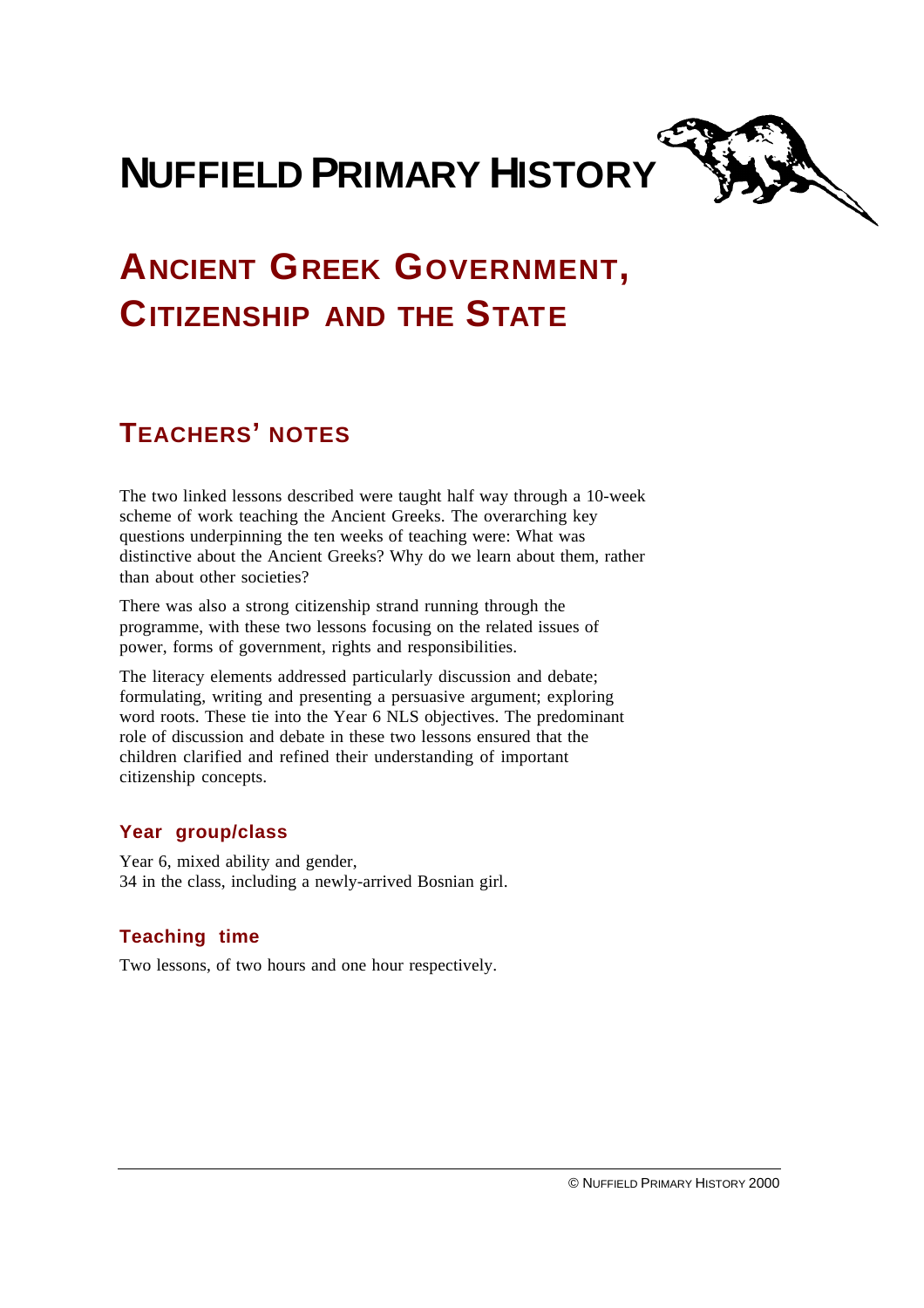# NUFFIELD PRIMARY HISTORY

## ANCIENT GREEK GOVERNMENT, CITIZENSHIP AND THE STATE

## TEACHERS' NOTES

The two linked lessons described were taught half way through a 10-week scheme of work teaching the Ancient Greeks. The overarching key questions underpinning the ten weeks of teaching were: What was distinctive about the Ancient Greeks? Why do we learn about them, rather than about other societies?

There was also a strong citizenship strand running through the programme, with these two lessons focusing on the related issues of power, forms of government, rights and responsibilities.

The literacy elements addressed particularly discussion and debate; formulating, writing and presenting a persuasive argument; exploring word roots. These tie into the Year 6 NLS objectives. The predominant role of discussion and debate in these two lessons ensured that the children clarified and refined their understanding of important citizenship concepts.

### Year group/class

Year 6, mixed ability and gender,
34 in the class, including a newly-arrived Bosnian girl.

### Teaching time

Two lessons, of two hours and one hour respectively.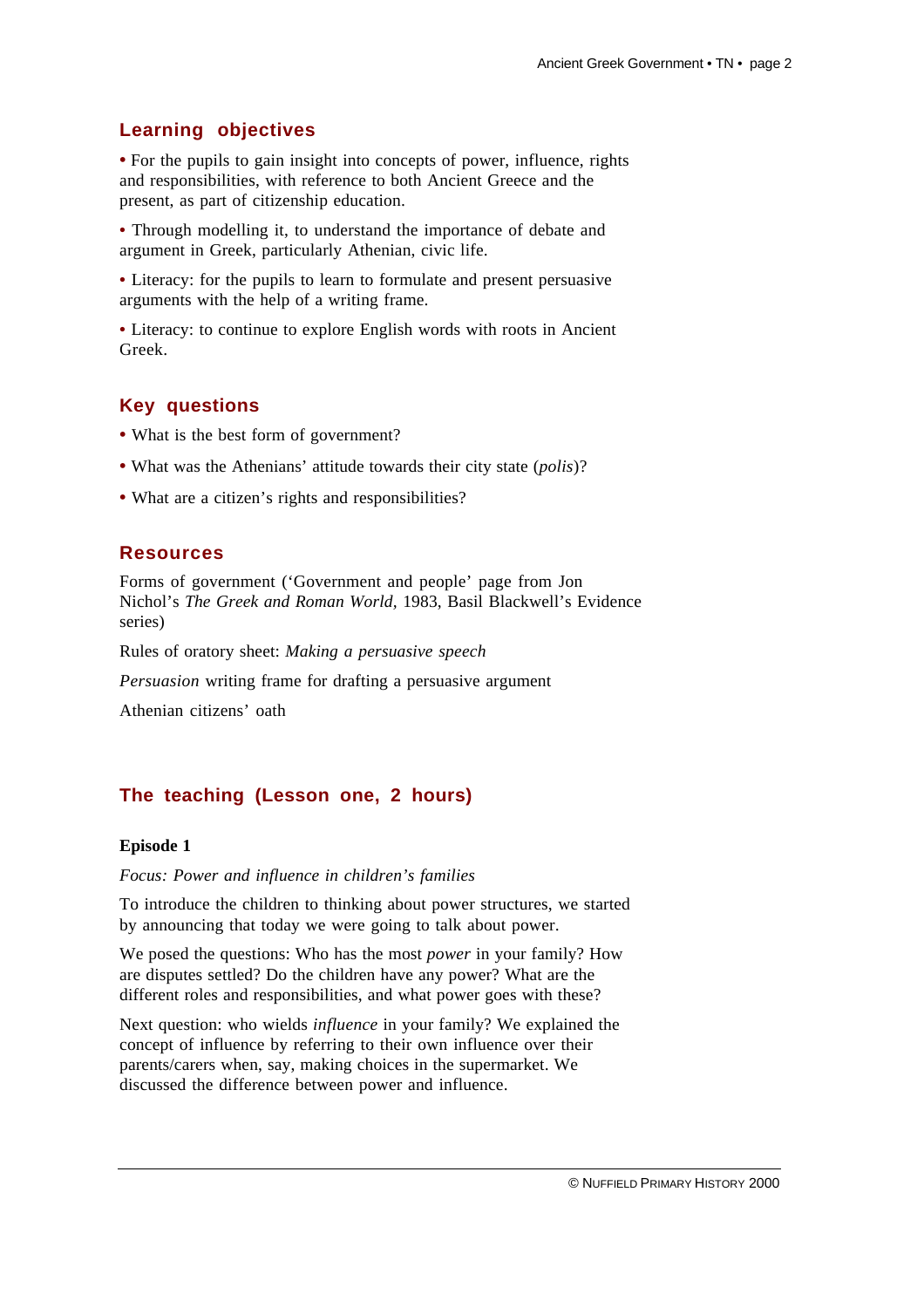## Learning objectives

- For the pupils to gain insight into concepts of power, influence, rights and responsibilities, with reference to both Ancient Greece and the present, as part of citizenship education.
- Through modelling it, to understand the importance of debate and argument in Greek, particularly Athenian, civic life.
- Literacy: for the pupils to learn to formulate and present persuasive arguments with the help of a writing frame.
- Literacy: to continue to explore English words with roots in Ancient Greek.

## Key questions

- What is the best form of government?
- What was the Athenians' attitude towards their city state (*polis*)?
- What are a citizen's rights and responsibilities?

## Resources

Forms of government ('Government and people' page from Jon Nichol's *The Greek and Roman World*, 1983, Basil Blackwell's Evidence series)

Rules of oratory sheet: *Making a persuasive speech*

*Persuasion* writing frame for drafting a persuasive argument

Athenian citizens' oath

## The teaching (Lesson one, 2 hours)

**Episode 1**

*Focus: Power and influence in children's families*

To introduce the children to thinking about power structures, we started by announcing that today we were going to talk about power.

We posed the questions: Who has the most *power* in your family? How are disputes settled? Do the children have any power? What are the different roles and responsibilities, and what power goes with these?

Next question: who wields *influence* in your family? We explained the concept of influence by referring to their own influence over their parents/carers when, say, making choices in the supermarket. We discussed the difference between power and influence.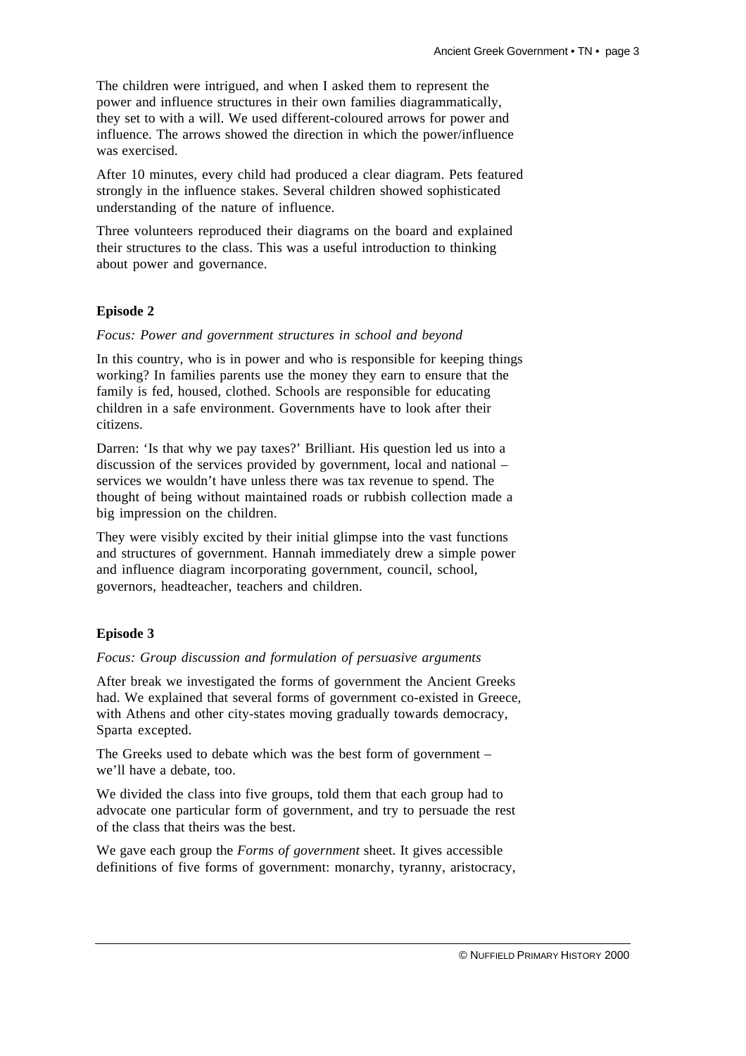The children were intrigued, and when I asked them to represent the power and influence structures in their own families diagrammatically, they set to with a will. We used different-coloured arrows for power and influence. The arrows showed the direction in which the power/influence was exercised.

After 10 minutes, every child had produced a clear diagram. Pets featured strongly in the influence stakes. Several children showed sophisticated understanding of the nature of influence.

Three volunteers reproduced their diagrams on the board and explained their structures to the class. This was a useful introduction to thinking about power and governance.

**Episode 2**

*Focus: Power and government structures in school and beyond*

In this country, who is in power and who is responsible for keeping things working? In families parents use the money they earn to ensure that the family is fed, housed, clothed. Schools are responsible for educating children in a safe environment. Governments have to look after their citizens.

Darren: 'Is that why we pay taxes?' Brilliant. His question led us into a discussion of the services provided by government, local and national – services we wouldn't have unless there was tax revenue to spend. The thought of being without maintained roads or rubbish collection made a big impression on the children.

They were visibly excited by their initial glimpse into the vast functions and structures of government. Hannah immediately drew a simple power and influence diagram incorporating government, council, school, governors, headteacher, teachers and children.

**Episode 3**

*Focus: Group discussion and formulation of persuasive arguments*

After break we investigated the forms of government the Ancient Greeks had. We explained that several forms of government co-existed in Greece, with Athens and other city-states moving gradually towards democracy, Sparta excepted.

The Greeks used to debate which was the best form of government – we'll have a debate, too.

We divided the class into five groups, told them that each group had to advocate one particular form of government, and try to persuade the rest of the class that theirs was the best.

We gave each group the *Forms of government* sheet. It gives accessible definitions of five forms of government: monarchy, tyranny, aristocracy,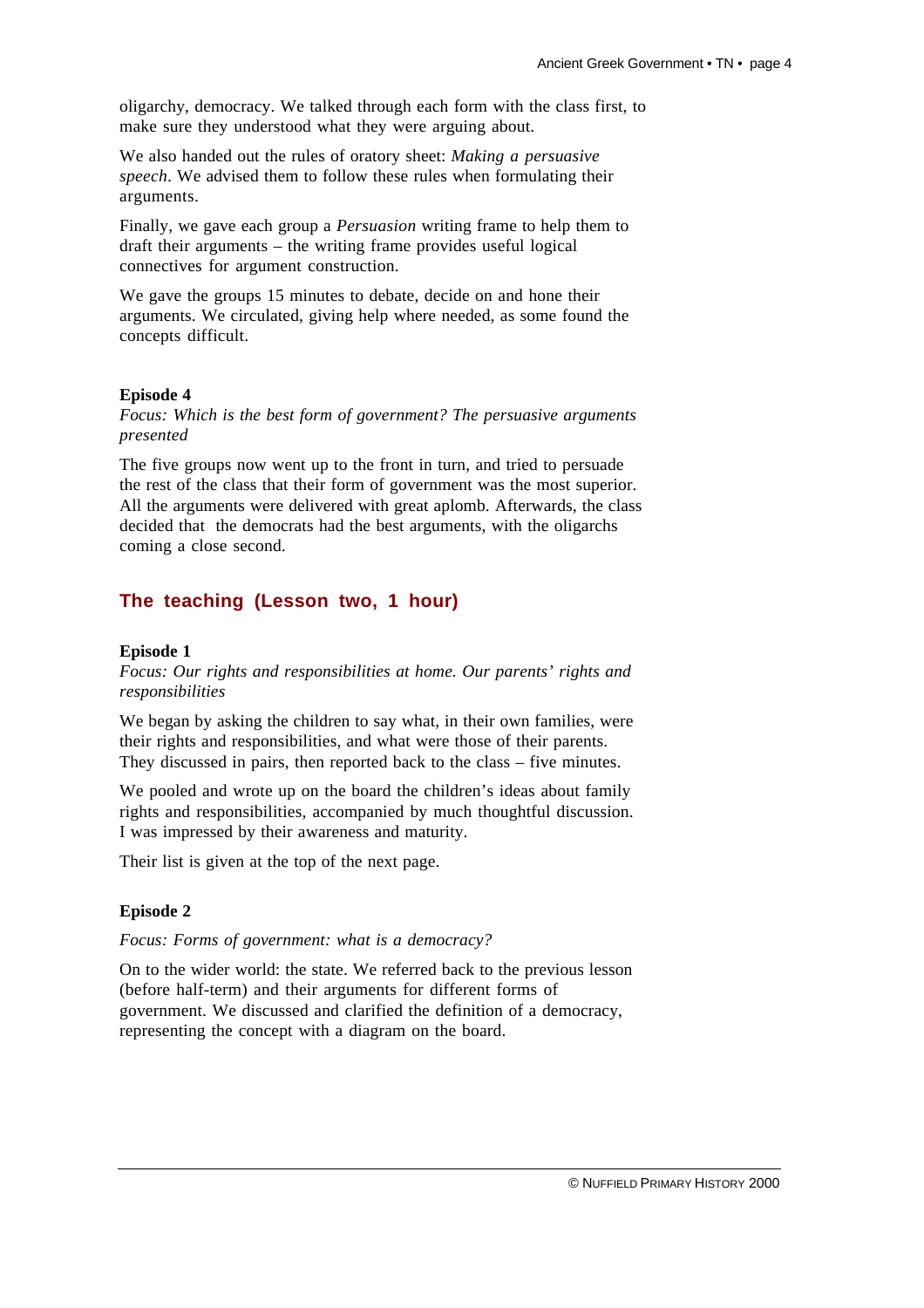oligarchy, democracy. We talked through each form with the class first, to make sure they understood what they were arguing about.

We also handed out the rules of oratory sheet: *Making a persuasive speech*. We advised them to follow these rules when formulating their arguments.

Finally, we gave each group a *Persuasion* writing frame to help them to draft their arguments – the writing frame provides useful logical connectives for argument construction.

We gave the groups 15 minutes to debate, decide on and hone their arguments. We circulated, giving help where needed, as some found the concepts difficult.

**Episode 4**

*Focus: Which is the best form of government? The persuasive arguments presented*

The five groups now went up to the front in turn, and tried to persuade the rest of the class that their form of government was the most superior. All the arguments were delivered with great aplomb. Afterwards, the class decided that the democrats had the best arguments, with the oligarchs coming a close second.

## The teaching (Lesson two, 1 hour)

**Episode 1**

*Focus: Our rights and responsibilities at home. Our parents' rights and responsibilities*

We began by asking the children to say what, in their own families, were their rights and responsibilities, and what were those of their parents. They discussed in pairs, then reported back to the class – five minutes.

We pooled and wrote up on the board the children's ideas about family rights and responsibilities, accompanied by much thoughtful discussion. I was impressed by their awareness and maturity.

Their list is given at the top of the next page.

**Episode 2**

*Focus: Forms of government: what is a democracy?*

On to the wider world: the state. We referred back to the previous lesson (before half-term) and their arguments for different forms of government. We discussed and clarified the definition of a democracy, representing the concept with a diagram on the board.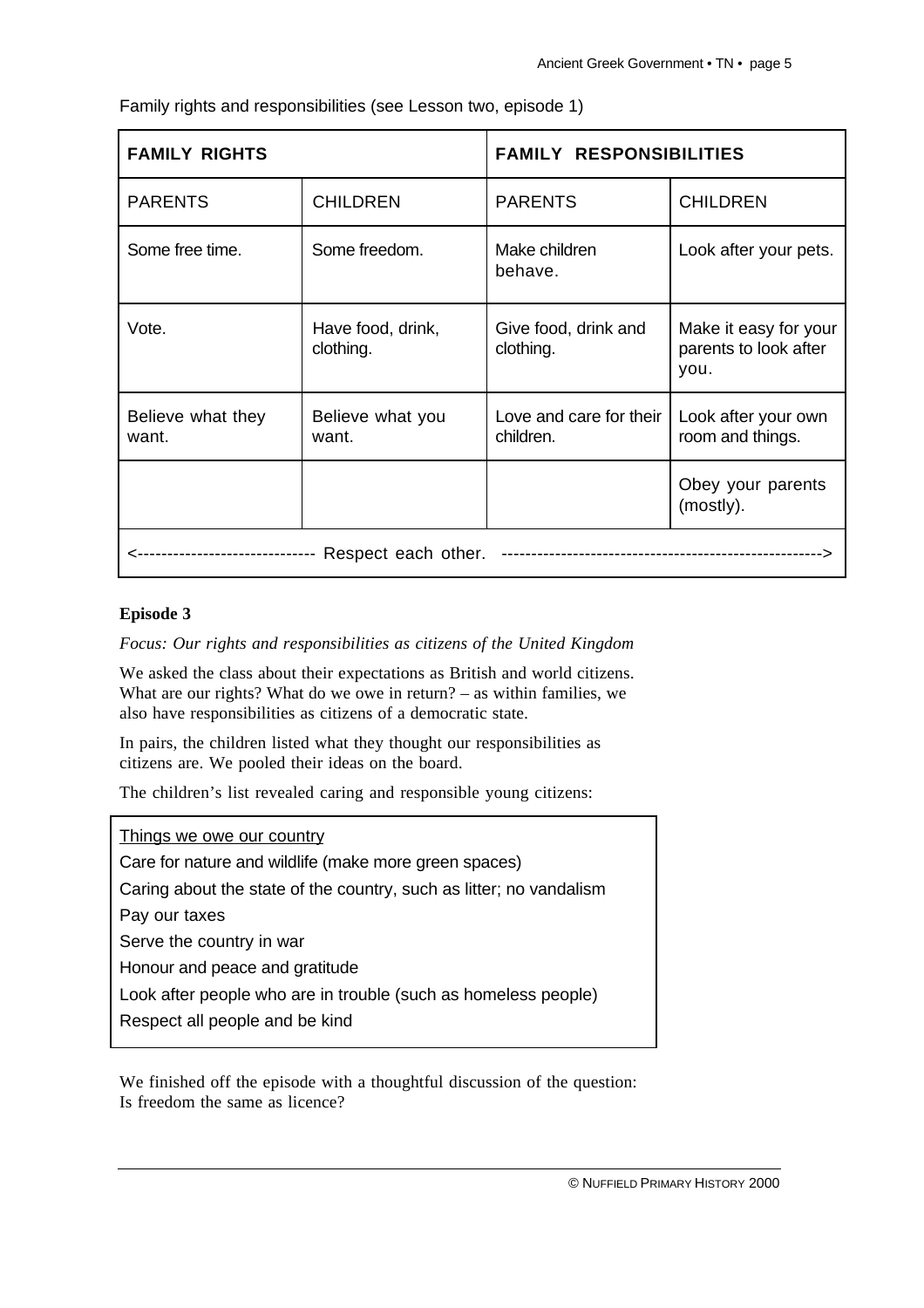Family rights and responsibilities (see Lesson two, episode 1)

| FAMILY RIGHTS | | FAMILY RESPONSIBILITIES | |
|---|---|---|---|
| PARENTS | CHILDREN | PARENTS | CHILDREN |
| Some free time. | Some freedom. | Make children behave. | Look after your pets. |
| Vote. | Have food, drink, clothing. | Give food, drink and clothing. | Make it easy for your parents to look after you. |
| Believe what they want. | Believe what you want. | Love and care for their children. | Look after your own room and things. |
| | | | Obey your parents (mostly). |
| <------------------------------ Respect each other. ----------------------------------------------------> | | | |

**Episode 3**

*Focus: Our rights and responsibilities as citizens of the United Kingdom*

We asked the class about their expectations as British and world citizens. What are our rights? What do we owe in return? – as within families, we also have responsibilities as citizens of a democratic state.

In pairs, the children listed what they thought our responsibilities as citizens are. We pooled their ideas on the board.

The children's list revealed caring and responsible young citizens:

<u>Things we owe our country</u>

Care for nature and wildlife (make more green spaces)

Caring about the state of the country, such as litter; no vandalism

Pay our taxes

Serve the country in war

Honour and peace and gratitude

Look after people who are in trouble (such as homeless people)

Respect all people and be kind

We finished off the episode with a thoughtful discussion of the question: Is freedom the same as licence?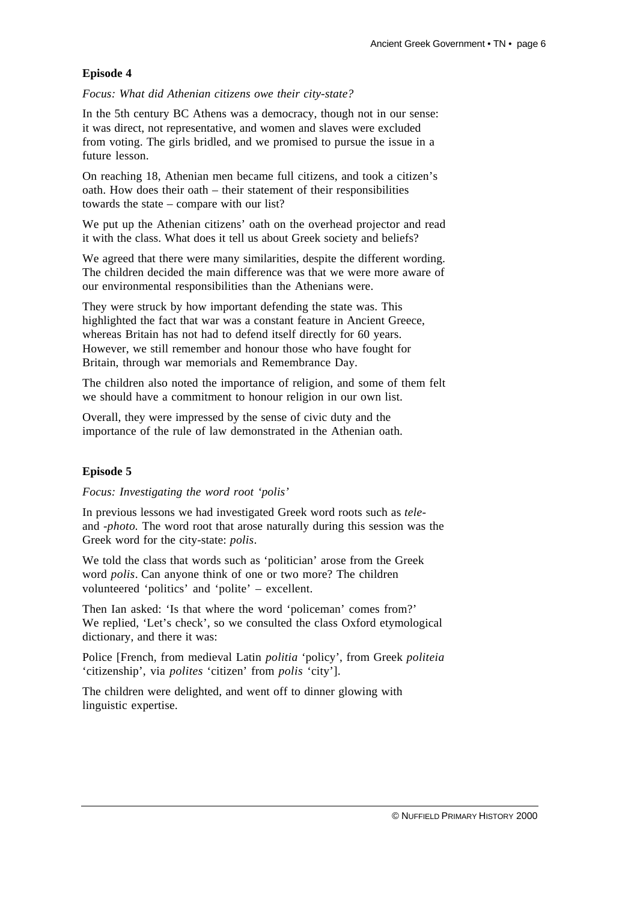## Episode 4

*Focus: What did Athenian citizens owe their city-state?*

In the 5th century BC Athens was a democracy, though not in our sense: it was direct, not representative, and women and slaves were excluded from voting. The girls bridled, and we promised to pursue the issue in a future lesson.

On reaching 18, Athenian men became full citizens, and took a citizen's oath. How does their oath – their statement of their responsibilities towards the state – compare with our list?

We put up the Athenian citizens' oath on the overhead projector and read it with the class. What does it tell us about Greek society and beliefs?

We agreed that there were many similarities, despite the different wording. The children decided the main difference was that we were more aware of our environmental responsibilities than the Athenians were.

They were struck by how important defending the state was. This highlighted the fact that war was a constant feature in Ancient Greece, whereas Britain has not had to defend itself directly for 60 years. However, we still remember and honour those who have fought for Britain, through war memorials and Remembrance Day.

The children also noted the importance of religion, and some of them felt we should have a commitment to honour religion in our own list.

Overall, they were impressed by the sense of civic duty and the importance of the rule of law demonstrated in the Athenian oath.

## Episode 5

*Focus: Investigating the word root 'polis'*

In previous lessons we had investigated Greek word roots such as *tele-* and *-photo.* The word root that arose naturally during this session was the Greek word for the city-state: *polis*.

We told the class that words such as 'politician' arose from the Greek word *polis*. Can anyone think of one or two more? The children volunteered 'politics' and 'polite' – excellent.

Then Ian asked: 'Is that where the word 'policeman' comes from?' We replied, 'Let's check', so we consulted the class Oxford etymological dictionary, and there it was:

Police [French, from medieval Latin *politia* 'policy', from Greek *politeia* 'citizenship', via *polites* 'citizen' from *polis* 'city'].

The children were delighted, and went off to dinner glowing with linguistic expertise.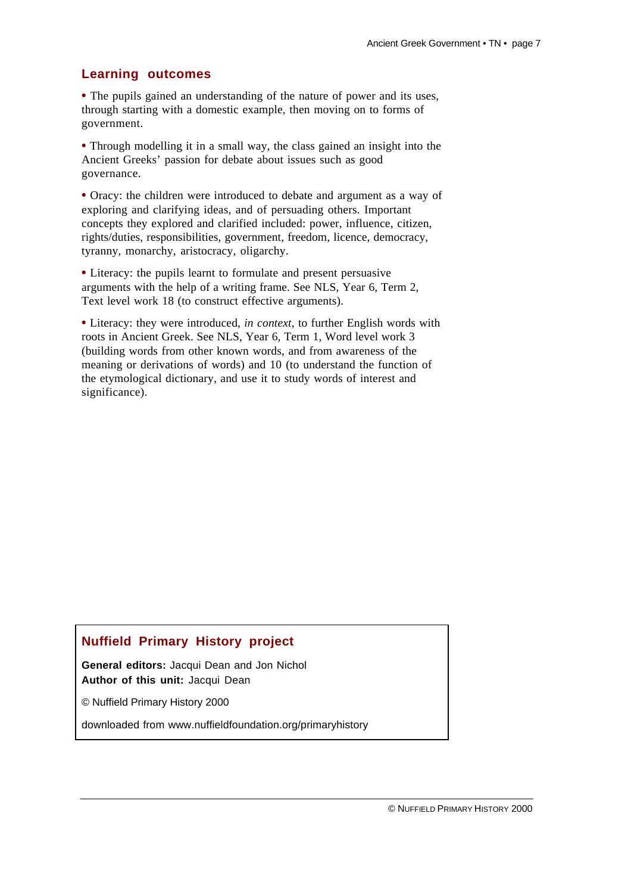## Learning outcomes

- The pupils gained an understanding of the nature of power and its uses, through starting with a domestic example, then moving on to forms of government.

- Through modelling it in a small way, the class gained an insight into the Ancient Greeks' passion for debate about issues such as good governance.

- Oracy: the children were introduced to debate and argument as a way of exploring and clarifying ideas, and of persuading others. Important concepts they explored and clarified included: power, influence, citizen, rights/duties, responsibilities, government, freedom, licence, democracy, tyranny, monarchy, aristocracy, oligarchy.

- Literacy: the pupils learnt to formulate and present persuasive arguments with the help of a writing frame. See NLS, Year 6, Term 2, Text level work 18 (to construct effective arguments).

- Literacy: they were introduced, *in context*, to further English words with roots in Ancient Greek. See NLS, Year 6, Term 1, Word level work 3 (building words from other known words, and from awareness of the meaning or derivations of words) and 10 (to understand the function of the etymological dictionary, and use it to study words of interest and significance).

## Nuffield Primary History project

**General editors:** Jacqui Dean and Jon Nichol
**Author of this unit:** Jacqui Dean

© Nuffield Primary History 2000

downloaded from www.nuffieldfoundation.org/primaryhistory